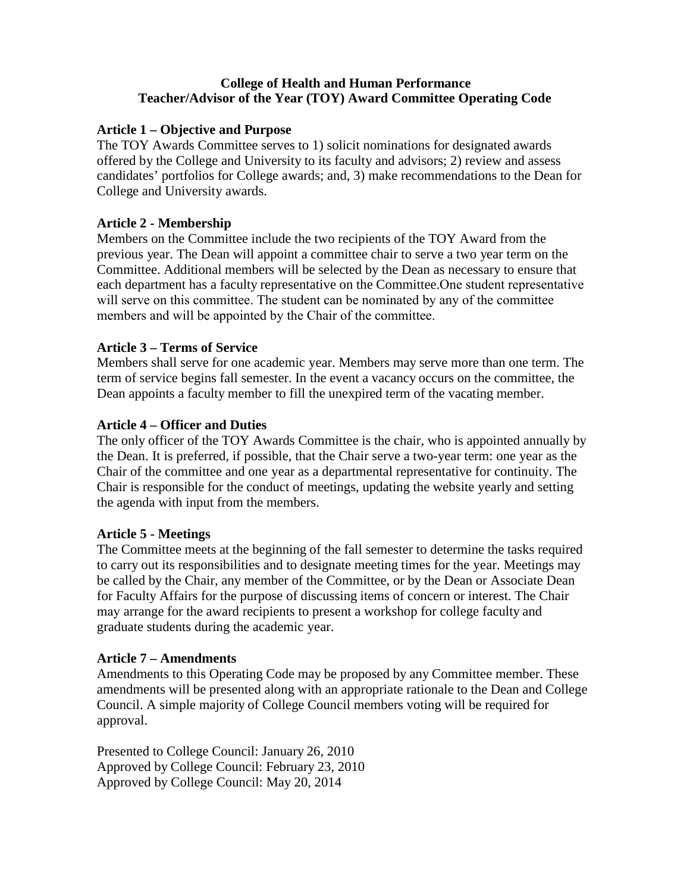**College of Health and Human Performance**
**Teacher/Advisor of the Year (TOY) Award Committee Operating Code**

## Article 1 – Objective and Purpose

The TOY Awards Committee serves to 1) solicit nominations for designated awards offered by the College and University to its faculty and advisors; 2) review and assess candidates' portfolios for College awards; and, 3) make recommendations to the Dean for College and University awards.

## Article 2 - Membership

Members on the Committee include the two recipients of the TOY Award from the previous year. The Dean will appoint a committee chair to serve a two year term on the Committee. Additional members will be selected by the Dean as necessary to ensure that each department has a faculty representative on the Committee.One student representative will serve on this committee. The student can be nominated by any of the committee members and will be appointed by the Chair of the committee.

## Article 3 – Terms of Service

Members shall serve for one academic year. Members may serve more than one term. The term of service begins fall semester. In the event a vacancy occurs on the committee, the Dean appoints a faculty member to fill the unexpired term of the vacating member.

## Article 4 – Officer and Duties

The only officer of the TOY Awards Committee is the chair, who is appointed annually by the Dean. It is preferred, if possible, that the Chair serve a two-year term: one year as the Chair of the committee and one year as a departmental representative for continuity. The Chair is responsible for the conduct of meetings, updating the website yearly and setting the agenda with input from the members.

## Article 5 - Meetings

The Committee meets at the beginning of the fall semester to determine the tasks required to carry out its responsibilities and to designate meeting times for the year. Meetings may be called by the Chair, any member of the Committee, or by the Dean or Associate Dean for Faculty Affairs for the purpose of discussing items of concern or interest. The Chair may arrange for the award recipients to present a workshop for college faculty and graduate students during the academic year.

## Article 7 – Amendments

Amendments to this Operating Code may be proposed by any Committee member. These amendments will be presented along with an appropriate rationale to the Dean and College Council. A simple majority of College Council members voting will be required for approval.

Presented to College Council: January 26, 2010
Approved by College Council: February 23, 2010
Approved by College Council: May 20, 2014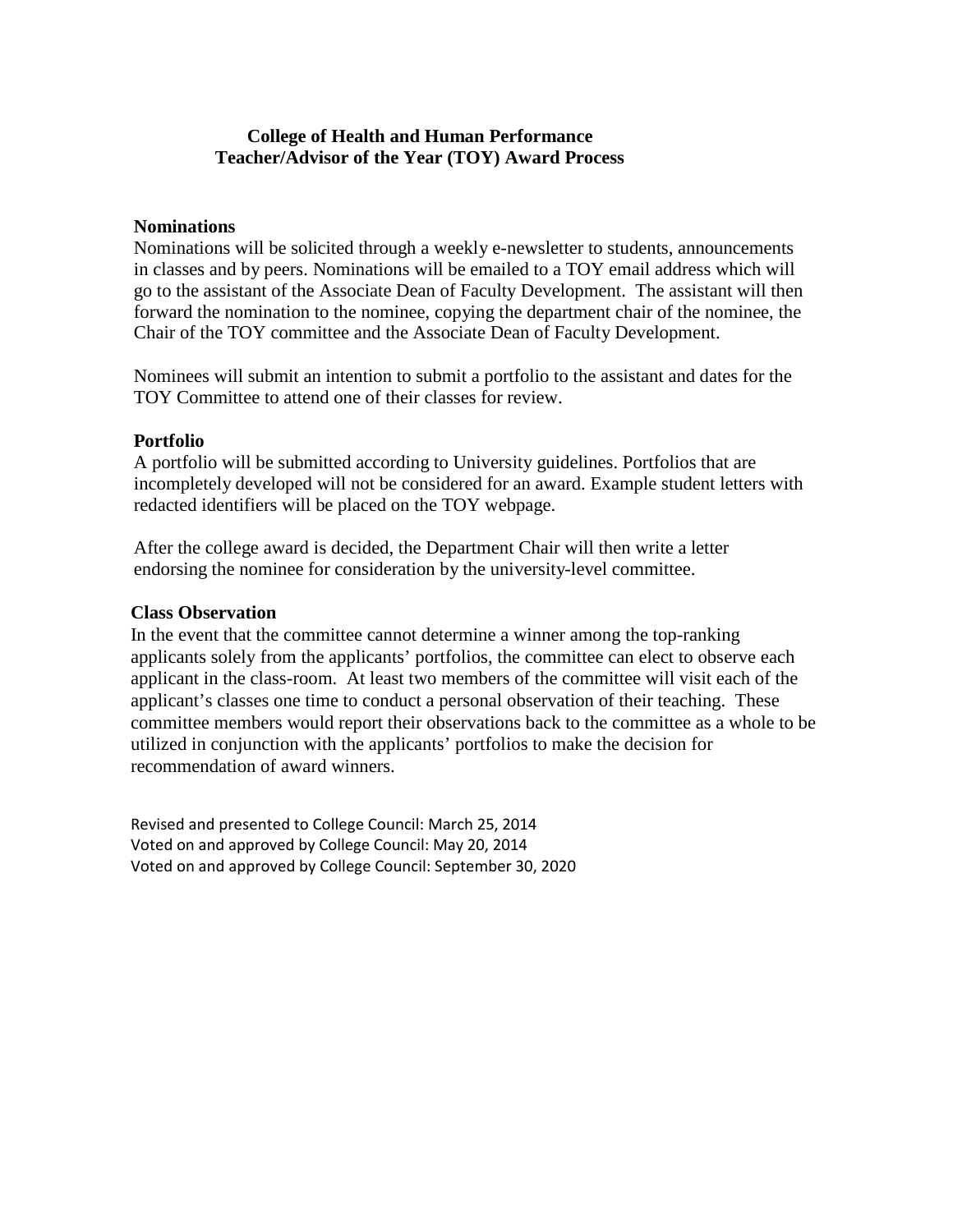# College of Health and Human Performance
## Teacher/Advisor of the Year (TOY) Award Process

### Nominations

Nominations will be solicited through a weekly e-newsletter to students, announcements in classes and by peers. Nominations will be emailed to a TOY email address which will go to the assistant of the Associate Dean of Faculty Development. The assistant will then forward the nomination to the nominee, copying the department chair of the nominee, the Chair of the TOY committee and the Associate Dean of Faculty Development.

Nominees will submit an intention to submit a portfolio to the assistant and dates for the TOY Committee to attend one of their classes for review.

### Portfolio

A portfolio will be submitted according to University guidelines. Portfolios that are incompletely developed will not be considered for an award. Example student letters with redacted identifiers will be placed on the TOY webpage.

After the college award is decided, the Department Chair will then write a letter endorsing the nominee for consideration by the university-level committee.

### Class Observation

In the event that the committee cannot determine a winner among the top-ranking applicants solely from the applicants' portfolios, the committee can elect to observe each applicant in the class-room. At least two members of the committee will visit each of the applicant's classes one time to conduct a personal observation of their teaching. These committee members would report their observations back to the committee as a whole to be utilized in conjunction with the applicants' portfolios to make the decision for recommendation of award winners.

Revised and presented to College Council: March 25, 2014
Voted on and approved by College Council: May 20, 2014
Voted on and approved by College Council: September 30, 2020